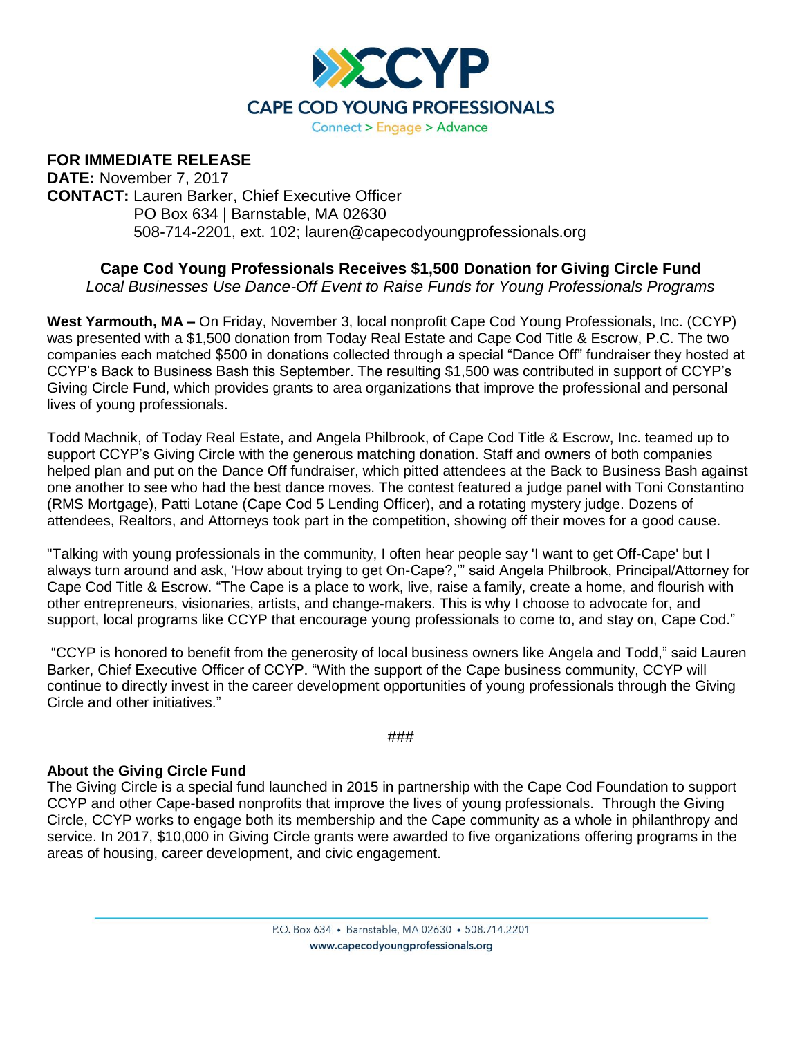CCYP

CAPE COD YOUNG PROFESSIONALS

Connect > Engage > Advance

**FOR IMMEDIATE RELEASE**
**DATE:** November 7, 2017
**CONTACT:** Lauren Barker, Chief Executive Officer
PO Box 634 | Barnstable, MA 02630
508-714-2201, ext. 102; lauren@capecodyoungprofessionals.org

## Cape Cod Young Professionals Receives $1,500 Donation for Giving Circle Fund

*Local Businesses Use Dance-Off Event to Raise Funds for Young Professionals Programs*

**West Yarmouth, MA –** On Friday, November 3, local nonprofit Cape Cod Young Professionals, Inc. (CCYP) was presented with a $1,500 donation from Today Real Estate and Cape Cod Title & Escrow, P.C. The two companies each matched $500 in donations collected through a special "Dance Off" fundraiser they hosted at CCYP's Back to Business Bash this September. The resulting $1,500 was contributed in support of CCYP's Giving Circle Fund, which provides grants to area organizations that improve the professional and personal lives of young professionals.

Todd Machnik, of Today Real Estate, and Angela Philbrook, of Cape Cod Title & Escrow, Inc. teamed up to support CCYP's Giving Circle with the generous matching donation. Staff and owners of both companies helped plan and put on the Dance Off fundraiser, which pitted attendees at the Back to Business Bash against one another to see who had the best dance moves. The contest featured a judge panel with Toni Constantino (RMS Mortgage), Patti Lotane (Cape Cod 5 Lending Officer), and a rotating mystery judge. Dozens of attendees, Realtors, and Attorneys took part in the competition, showing off their moves for a good cause.

"Talking with young professionals in the community, I often hear people say 'I want to get Off-Cape' but I always turn around and ask, 'How about trying to get On-Cape?,'" said Angela Philbrook, Principal/Attorney for Cape Cod Title & Escrow. "The Cape is a place to work, live, raise a family, create a home, and flourish with other entrepreneurs, visionaries, artists, and change-makers. This is why I choose to advocate for, and support, local programs like CCYP that encourage young professionals to come to, and stay on, Cape Cod."

"CCYP is honored to benefit from the generosity of local business owners like Angela and Todd," said Lauren Barker, Chief Executive Officer of CCYP. "With the support of the Cape business community, CCYP will continue to directly invest in the career development opportunities of young professionals through the Giving Circle and other initiatives."

###

**About the Giving Circle Fund**
The Giving Circle is a special fund launched in 2015 in partnership with the Cape Cod Foundation to support CCYP and other Cape-based nonprofits that improve the lives of young professionals. Through the Giving Circle, CCYP works to engage both its membership and the Cape community as a whole in philanthropy and service. In 2017, $10,000 in Giving Circle grants were awarded to five organizations offering programs in the areas of housing, career development, and civic engagement.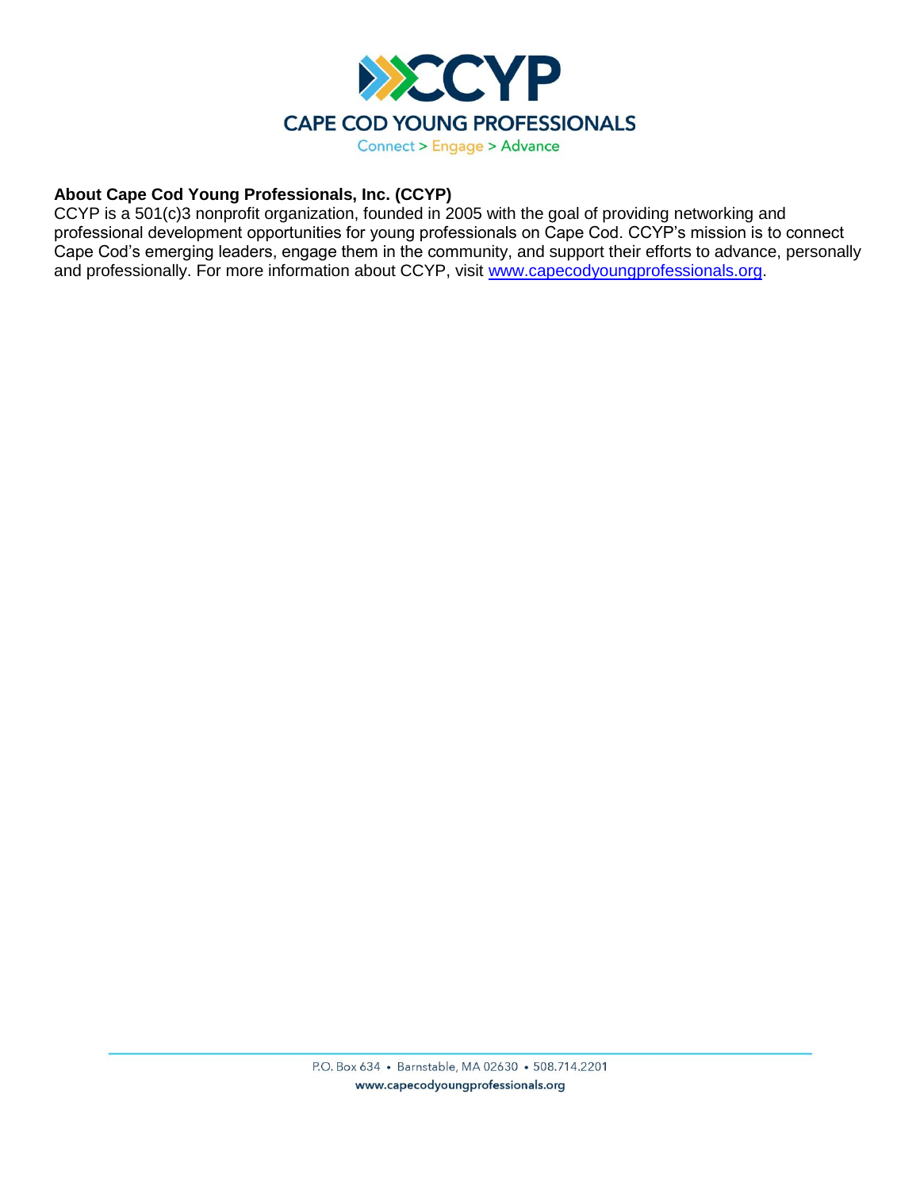CCYP

CAPE COD YOUNG PROFESSIONALS

Connect > Engage > Advance

**About Cape Cod Young Professionals, Inc. (CCYP)**
CCYP is a 501(c)3 nonprofit organization, founded in 2005 with the goal of providing networking and professional development opportunities for young professionals on Cape Cod. CCYP's mission is to connect Cape Cod's emerging leaders, engage them in the community, and support their efforts to advance, personally and professionally. For more information about CCYP, visit [www.capecodyoungprofessionals.org](http://www.capecodyoungprofessionals.org).

P.O. Box 634 • Barnstable, MA 02630 • 508.714.2201
www.capecodyoungprofessionals.org